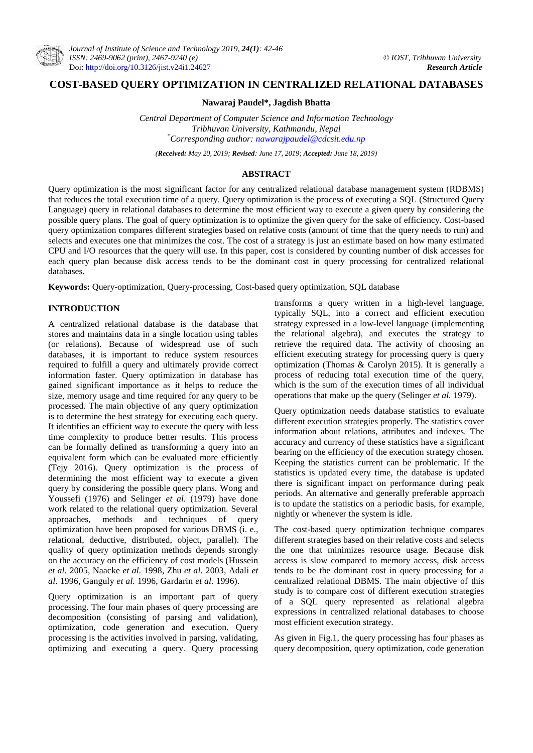# COST-BASED QUERY OPTIMIZATION IN CENTRALIZED RELATIONAL DATABASES

**Nawaraj Paudel\*, Jagdish Bhatta**

*Central Department of Computer Science and Information Technology*
*Tribhuvan University, Kathmandu, Nepal*
*\*Corresponding author: nawarajpaudel@cdcsit.edu.np*

*(**Received:** May 20, 2019; **Revised**: June 17, 2019; **Accepted:** June 18, 2019)*

## ABSTRACT

Query optimization is the most significant factor for any centralized relational database management system (RDBMS) that reduces the total execution time of a query. Query optimization is the process of executing a SQL (Structured Query Language) query in relational databases to determine the most efficient way to execute a given query by considering the possible query plans. The goal of query optimization is to optimize the given query for the sake of efficiency. Cost-based query optimization compares different strategies based on relative costs (amount of time that the query needs to run) and selects and executes one that minimizes the cost. The cost of a strategy is just an estimate based on how many estimated CPU and I/O resources that the query will use. In this paper, cost is considered by counting number of disk accesses for each query plan because disk access tends to be the dominant cost in query processing for centralized relational databases.

**Keywords:** Query-optimization, Query-processing, Cost-based query optimization, SQL database

## INTRODUCTION

A centralized relational database is the database that stores and maintains data in a single location using tables (or relations). Because of widespread use of such databases, it is important to reduce system resources required to fulfill a query and ultimately provide correct information faster. Query optimization in database has gained significant importance as it helps to reduce the size, memory usage and time required for any query to be processed. The main objective of any query optimization is to determine the best strategy for executing each query. It identifies an efficient way to execute the query with less time complexity to produce better results. This process can be formally defined as transforming a query into an equivalent form which can be evaluated more efficiently (Tejy 2016). Query optimization is the process of determining the most efficient way to execute a given query by considering the possible query plans. Wong and Youssefi (1976) and Selinger *et al.* (1979) have done work related to the relational query optimization. Several approaches, methods and techniques of query optimization have been proposed for various DBMS (i. e., relational, deductive, distributed, object, parallel). The quality of query optimization methods depends strongly on the accuracy on the efficiency of cost models (Hussein *et al.* 2005, Naacke *et al.* 1998, Zhu *et al.* 2003, Adali *et al.* 1996, Ganguly *et al.* 1996, Gardarin *et al.* 1996).

Query optimization is an important part of query processing. The four main phases of query processing are decomposition (consisting of parsing and validation), optimization, code generation and execution. Query processing is the activities involved in parsing, validating, optimizing and executing a query. Query processing transforms a query written in a high-level language, typically SQL, into a correct and efficient execution strategy expressed in a low-level language (implementing the relational algebra), and executes the strategy to retrieve the required data. The activity of choosing an efficient executing strategy for processing query is query optimization (Thomas & Carolyn 2015). It is generally a process of reducing total execution time of the query, which is the sum of the execution times of all individual operations that make up the query (Selinger *et al.* 1979).

Query optimization needs database statistics to evaluate different execution strategies properly. The statistics cover information about relations, attributes and indexes. The accuracy and currency of these statistics have a significant bearing on the efficiency of the execution strategy chosen. Keeping the statistics current can be problematic. If the statistics is updated every time, the database is updated there is significant impact on performance during peak periods. An alternative and generally preferable approach is to update the statistics on a periodic basis, for example, nightly or whenever the system is idle.

The cost-based query optimization technique compares different strategies based on their relative costs and selects the one that minimizes resource usage. Because disk access is slow compared to memory access, disk access tends to be the dominant cost in query processing for a centralized relational DBMS. The main objective of this study is to compare cost of different execution strategies of a SQL query represented as relational algebra expressions in centralized relational databases to choose most efficient execution strategy.

As given in Fig.1, the query processing has four phases as query decomposition, query optimization, code generation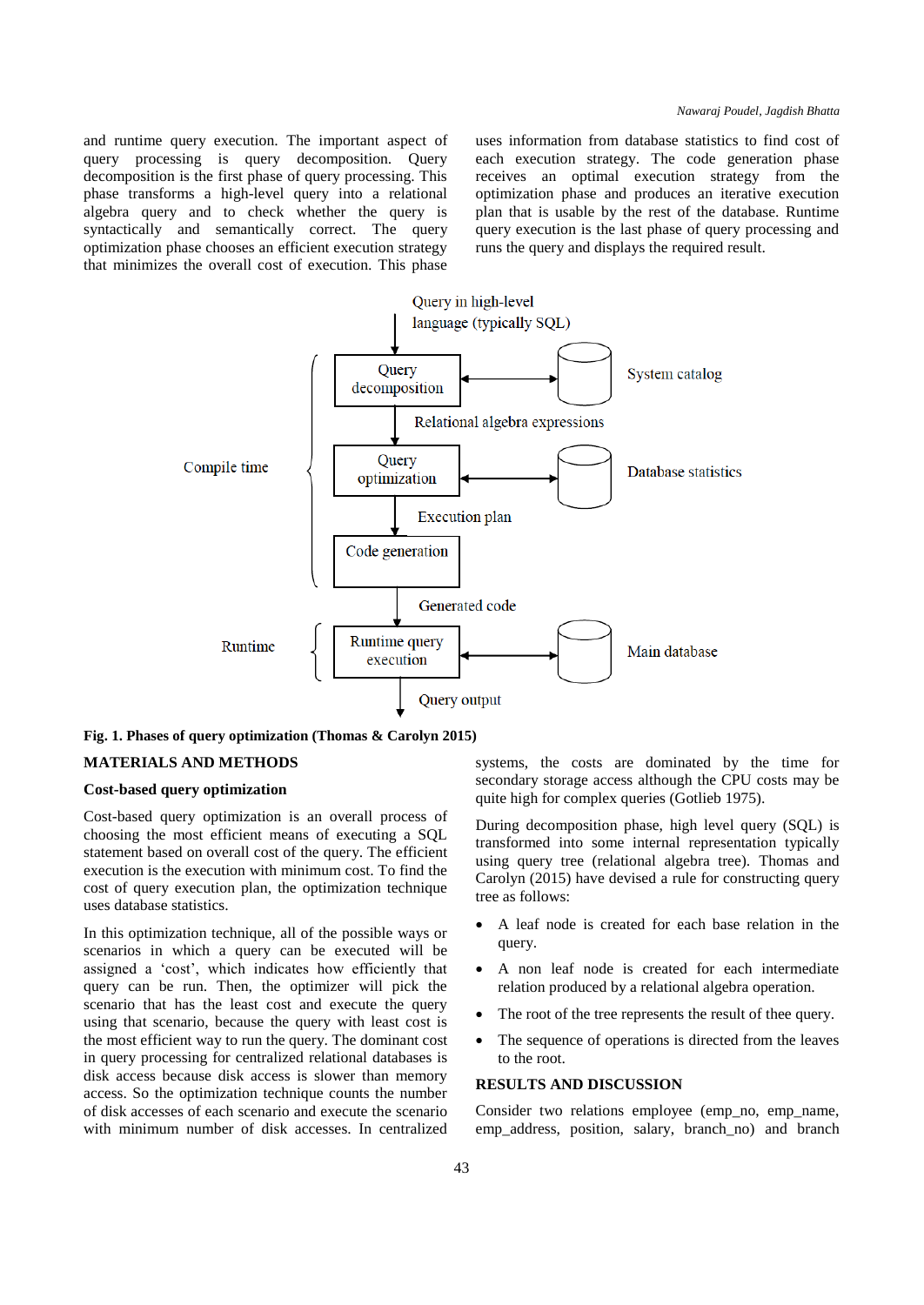and runtime query execution. The important aspect of query processing is query decomposition. Query decomposition is the first phase of query processing. This phase transforms a high-level query into a relational algebra query and to check whether the query is syntactically and semantically correct. The query optimization phase chooses an efficient execution strategy that minimizes the overall cost of execution. This phase uses information from database statistics to find cost of each execution strategy. The code generation phase receives an optimal execution strategy from the optimization phase and produces an iterative execution plan that is usable by the rest of the database. Runtime query execution is the last phase of query processing and runs the query and displays the required result.

Query in high-level language (typically SQL)

Compile time

Query decomposition

System catalog

Relational algebra expressions

Query optimization

Database statistics

Execution plan

Code generation

Generated code

Runtime

Runtime query execution

Main database

Query output

**Fig. 1. Phases of query optimization (Thomas & Carolyn 2015)**

## MATERIALS AND METHODS

### Cost-based query optimization

Cost-based query optimization is an overall process of choosing the most efficient means of executing a SQL statement based on overall cost of the query. The efficient execution is the execution with minimum cost. To find the cost of query execution plan, the optimization technique uses database statistics.

In this optimization technique, all of the possible ways or scenarios in which a query can be executed will be assigned a 'cost', which indicates how efficiently that query can be run. Then, the optimizer will pick the scenario that has the least cost and execute the query using that scenario, because the query with least cost is the most efficient way to run the query. The dominant cost in query processing for centralized relational databases is disk access because disk access is slower than memory access. So the optimization technique counts the number of disk accesses of each scenario and execute the scenario with minimum number of disk accesses. In centralized systems, the costs are dominated by the time for secondary storage access although the CPU costs may be quite high for complex queries (Gotlieb 1975).

During decomposition phase, high level query (SQL) is transformed into some internal representation typically using query tree (relational algebra tree). Thomas and Carolyn (2015) have devised a rule for constructing query tree as follows:

- A leaf node is created for each base relation in the query.
- A non leaf node is created for each intermediate relation produced by a relational algebra operation.
- The root of the tree represents the result of thee query.
- The sequence of operations is directed from the leaves to the root.

## RESULTS AND DISCUSSION

Consider two relations employee (emp_no, emp_name, emp_address, position, salary, branch_no) and branch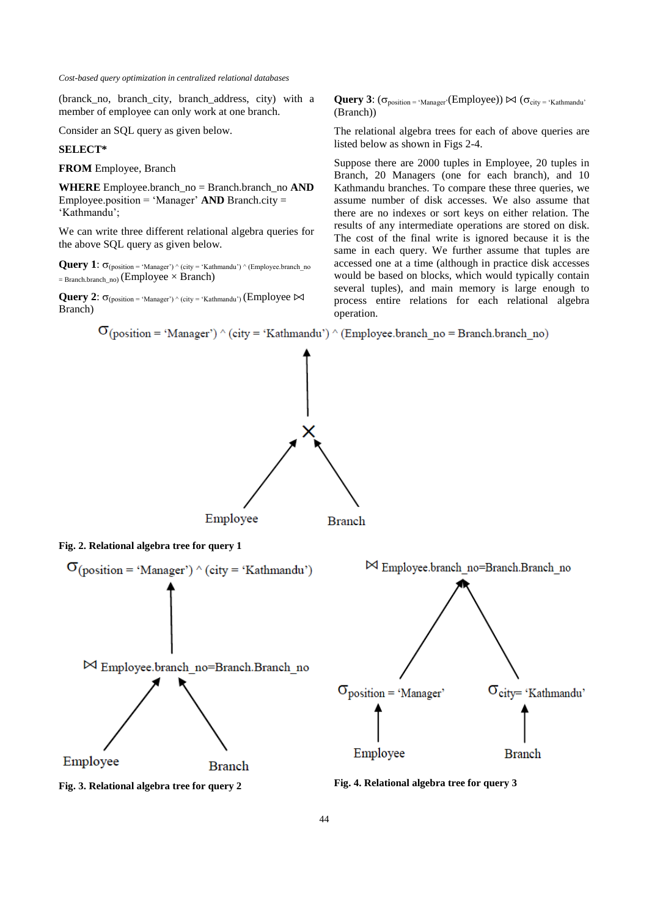(branck_no, branch_city, branch_address, city) with a member of employee can only work at one branch.

Consider an SQL query as given below.

**SELECT***

**FROM** Employee, Branch

**WHERE** Employee.branch_no = Branch.branch_no **AND** Employee.position = 'Manager' **AND** Branch.city = 'Kathmandu';

We can write three different relational algebra queries for the above SQL query as given below.

**Query 1**: $\sigma_{(position = 'Manager') \wedge (city = 'Kathmandu') \wedge (Employee.branch\_no = Branch.branch\_no)}$ (Employee × Branch)

**Query 2**: $\sigma_{(position = 'Manager') \wedge (city = 'Kathmandu')}$ (Employee ⋈ Branch)

**Query 3**: ($\sigma_{position = 'Manager'}$(Employee)) ⋈ ($\sigma_{city = 'Kathmandu'}$ (Branch))

The relational algebra trees for each of above queries are listed below as shown in Figs 2-4.

Suppose there are 2000 tuples in Employee, 20 tuples in Branch, 20 Managers (one for each branch), and 10 Kathmandu branches. To compare these three queries, we assume number of disk accesses. We also assume that there are no indexes or sort keys on either relation. The results of any intermediate operations are stored on disk. The cost of the final write is ignored because it is the same in each query. We further assume that tuples are accessed one at a time (although in practice disk accesses would be based on blocks, which would typically contain several tuples), and main memory is large enough to process entire relations for each relational algebra operation.

$\sigma_{(position = 'Manager') \wedge (city = 'Kathmandu') \wedge (Employee.branch\_no = Branch.branch\_no)}$

×

Employee  Branch

**Fig. 2. Relational algebra tree for query 1**

$\sigma_{(position = 'Manager') \wedge (city = 'Kathmandu')}$

⋈ Employee.branch_no=Branch.Branch_no

Employee  Branch

**Fig. 3. Relational algebra tree for query 2**

⋈ Employee.branch_no=Branch.Branch_no

$\sigma_{position = 'Manager'}$  $\sigma_{city = 'Kathmandu'}$

Employee  Branch

**Fig. 4. Relational algebra tree for query 3**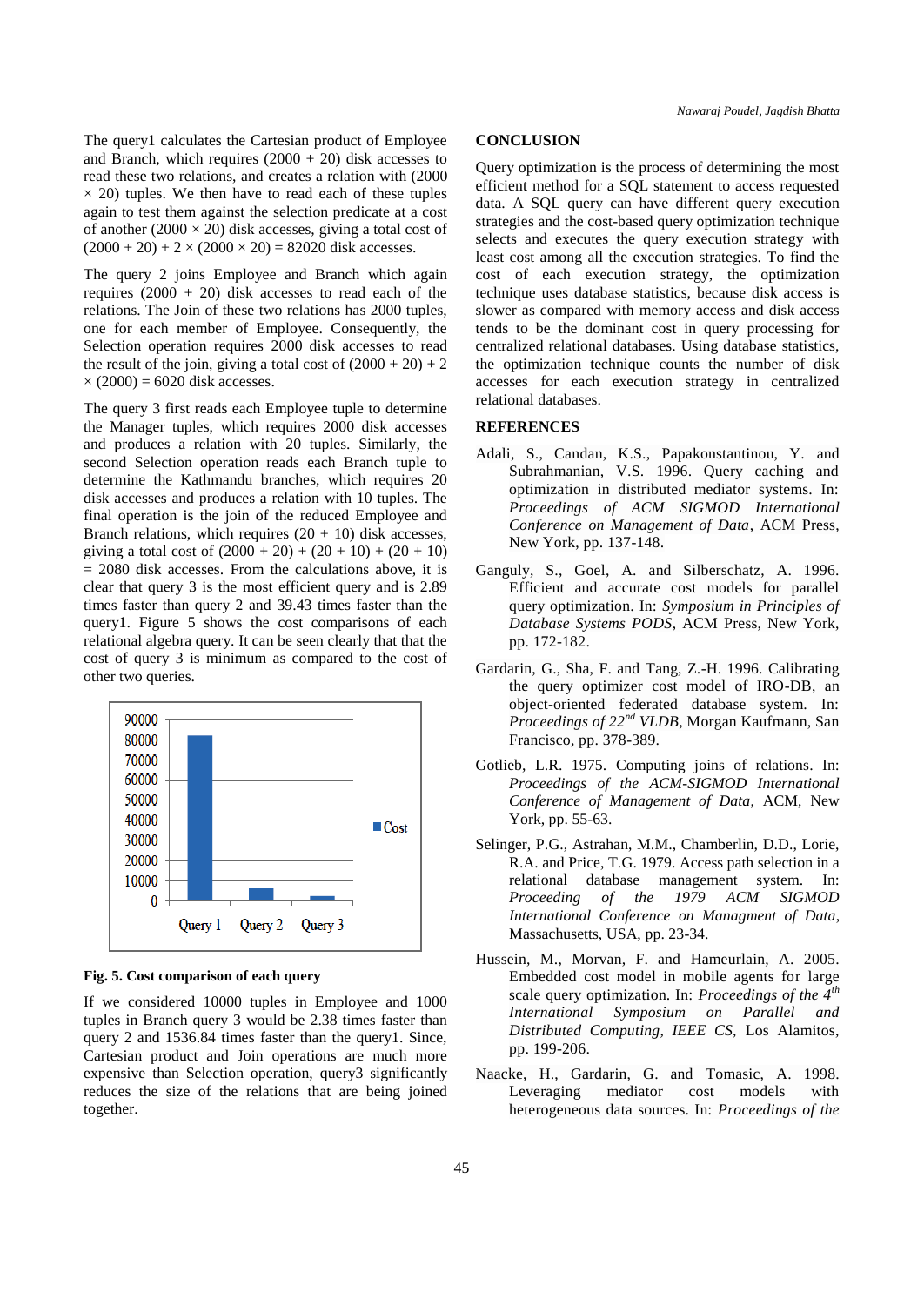The query1 calculates the Cartesian product of Employee and Branch, which requires (2000 + 20) disk accesses to read these two relations, and creates a relation with (2000 × 20) tuples. We then have to read each of these tuples again to test them against the selection predicate at a cost of another (2000 × 20) disk accesses, giving a total cost of (2000 + 20) + 2 × (2000 × 20) = 82020 disk accesses.

The query 2 joins Employee and Branch which again requires (2000 + 20) disk accesses to read each of the relations. The Join of these two relations has 2000 tuples, one for each member of Employee. Consequently, the Selection operation requires 2000 disk accesses to read the result of the join, giving a total cost of (2000 + 20) + 2 × (2000) = 6020 disk accesses.

The query 3 first reads each Employee tuple to determine the Manager tuples, which requires 2000 disk accesses and produces a relation with 20 tuples. Similarly, the second Selection operation reads each Branch tuple to determine the Kathmandu branches, which requires 20 disk accesses and produces a relation with 10 tuples. The final operation is the join of the reduced Employee and Branch relations, which requires (20 + 10) disk accesses, giving a total cost of (2000 + 20) + (20 + 10) + (20 + 10) = 2080 disk accesses. From the calculations above, it is clear that query 3 is the most efficient query and is 2.89 times faster than query 2 and 39.43 times faster than the query1. Figure 5 shows the cost comparisons of each relational algebra query. It can be seen clearly that that the cost of query 3 is minimum as compared to the cost of other two queries.

**Fig. 5. Cost comparison of each query**

If we considered 10000 tuples in Employee and 1000 tuples in Branch query 3 would be 2.38 times faster than query 2 and 1536.84 times faster than the query1. Since, Cartesian product and Join operations are much more expensive than Selection operation, query3 significantly reduces the size of the relations that are being joined together.

## CONCLUSION

Query optimization is the process of determining the most efficient method for a SQL statement to access requested data. A SQL query can have different query execution strategies and the cost-based query optimization technique selects and executes the query execution strategy with least cost among all the execution strategies. To find the cost of each execution strategy, the optimization technique uses database statistics, because disk access is slower as compared with memory access and disk access tends to be the dominant cost in query processing for centralized relational databases. Using database statistics, the optimization technique counts the number of disk accesses for each execution strategy in centralized relational databases.

## REFERENCES

Adali, S., Candan, K.S., Papakonstantinou, Y. and Subrahmanian, V.S. 1996. Query caching and optimization in distributed mediator systems. In: *Proceedings of ACM SIGMOD International Conference on Management of Data*, ACM Press, New York, pp. 137-148.

Ganguly, S., Goel, A. and Silberschatz, A. 1996. Efficient and accurate cost models for parallel query optimization. In: *Symposium in Principles of Database Systems PODS*, ACM Press, New York, pp. 172-182.

Gardarin, G., Sha, F. and Tang, Z.-H. 1996. Calibrating the query optimizer cost model of IRO-DB, an object-oriented federated database system. In: *Proceedings of 22nd VLDB*, Morgan Kaufmann, San Francisco, pp. 378-389.

Gotlieb, L.R. 1975. Computing joins of relations. In: *Proceedings of the ACM-SIGMOD International Conference of Management of Data*, ACM, New York, pp. 55-63.

Selinger, P.G., Astrahan, M.M., Chamberlin, D.D., Lorie, R.A. and Price, T.G. 1979. Access path selection in a relational database management system. In: *Proceeding of the 1979 ACM SIGMOD International Conference on Managment of Data*, Massachusetts, USA, pp. 23-34.

Hussein, M., Morvan, F. and Hameurlain, A. 2005. Embedded cost model in mobile agents for large scale query optimization. In: *Proceedings of the 4th International Symposium on Parallel and Distributed Computing, IEEE CS*, Los Alamitos, pp. 199-206.

Naacke, H., Gardarin, G. and Tomasic, A. 1998. Leveraging mediator cost models with heterogeneous data sources. In: *Proceedings of the*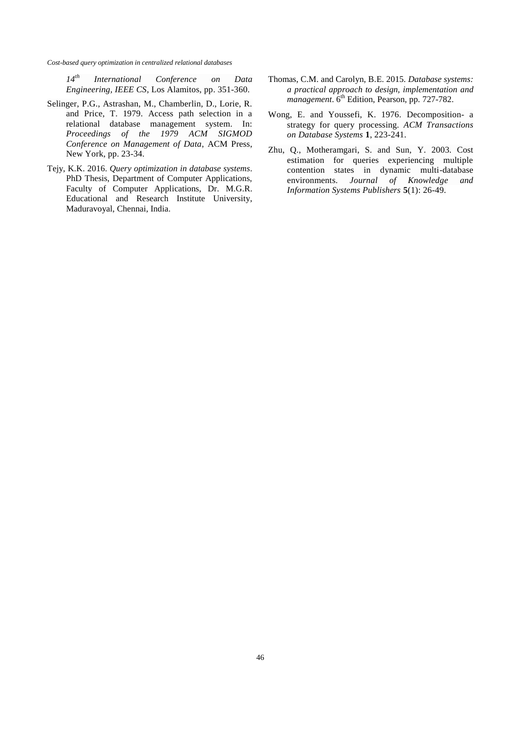*14th International Conference on Data Engineering, IEEE CS*, Los Alamitos, pp. 351-360.

Selinger, P.G., Astrashan, M., Chamberlin, D., Lorie, R. and Price, T. 1979. Access path selection in a relational database management system. In: *Proceedings of the 1979 ACM SIGMOD Conference on Management of Data*, ACM Press, New York, pp. 23-34.

Tejy, K.K. 2016. *Query optimization in database systems*. PhD Thesis, Department of Computer Applications, Faculty of Computer Applications, Dr. M.G.R. Educational and Research Institute University, Maduravoyal, Chennai, India.

Thomas, C.M. and Carolyn, B.E. 2015. *Database systems: a practical approach to design, implementation and management*. 6th Edition, Pearson, pp. 727-782.

Wong, E. and Youssefi, K. 1976. Decomposition- a strategy for query processing. *ACM Transactions on Database Systems* **1**, 223-241.

Zhu, Q., Motheramgari, S. and Sun, Y. 2003. Cost estimation for queries experiencing multiple contention states in dynamic multi-database environments. *Journal of Knowledge and Information Systems Publishers* **5**(1): 26-49.